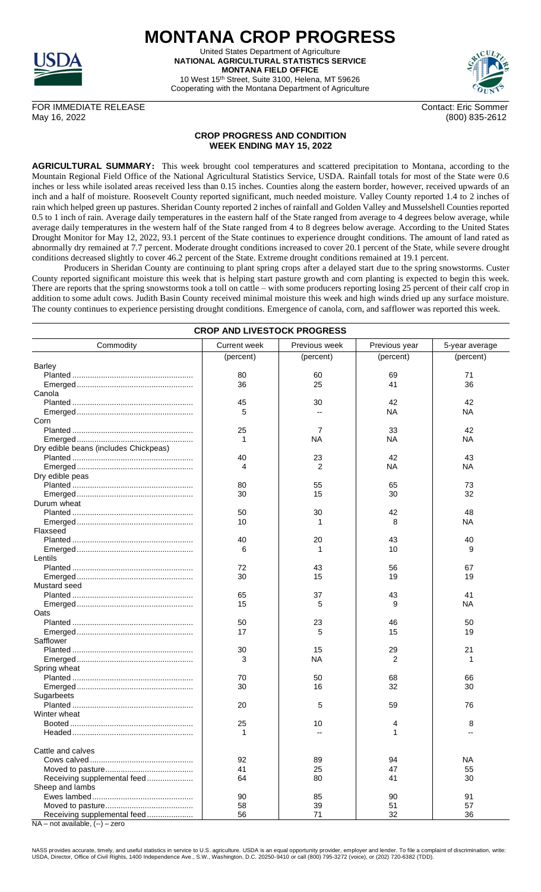# MONTANA CROP PROGRESS

United States Department of Agriculture
**NATIONAL AGRICULTURAL STATISTICS SERVICE**
**MONTANA FIELD OFFICE**
10 West 15th Street, Suite 3100, Helena, MT 59626
Cooperating with the Montana Department of Agriculture

FOR IMMEDIATE RELEASE
May 16, 2022

Contact: Eric Sommer
(800) 835-2612

## CROP PROGRESS AND CONDITION
## WEEK ENDING MAY 15, 2022

**AGRICULTURAL SUMMARY:** This week brought cool temperatures and scattered precipitation to Montana, according to the Mountain Regional Field Office of the National Agricultural Statistics Service, USDA. Rainfall totals for most of the State were 0.6 inches or less while isolated areas received less than 0.15 inches. Counties along the eastern border, however, received upwards of an inch and a half of moisture. Roosevelt County reported significant, much needed moisture. Valley County reported 1.4 to 2 inches of rain which helped green up pastures. Sheridan County reported 2 inches of rainfall and Golden Valley and Musselshell Counties reported 0.5 to 1 inch of rain. Average daily temperatures in the eastern half of the State ranged from average to 4 degrees below average, while average daily temperatures in the western half of the State ranged from 4 to 8 degrees below average. According to the United States Drought Monitor for May 12, 2022, 93.1 percent of the State continues to experience drought conditions. The amount of land rated as abnormally dry remained at 7.7 percent. Moderate drought conditions increased to cover 20.1 percent of the State, while severe drought conditions decreased slightly to cover 46.2 percent of the State. Extreme drought conditions remained at 19.1 percent.

Producers in Sheridan County are continuing to plant spring crops after a delayed start due to the spring snowstorms. Custer County reported significant moisture this week that is helping start pasture growth and corn planting is expected to begin this week. There are reports that the spring snowstorms took a toll on cattle – with some producers reporting losing 25 percent of their calf crop in addition to some adult cows. Judith Basin County received minimal moisture this week and high winds dried up any surface moisture. The county continues to experience persisting drought conditions. Emergence of canola, corn, and safflower was reported this week.

### CROP AND LIVESTOCK PROGRESS

| Commodity | Current week | Previous week | Previous year | 5-year average |
|---|---|---|---|---|
| | (percent) | (percent) | (percent) | (percent) |
| Barley | | | | |
| Planted | 80 | 60 | 69 | 71 |
| Emerged | 36 | 25 | 41 | 36 |
| Canola | | | | |
| Planted | 45 | 30 | 42 | 42 |
| Emerged | 5 | -- | NA | NA |
| Corn | | | | |
| Planted | 25 | 7 | 33 | 42 |
| Emerged | 1 | NA | NA | NA |
| Dry edible beans (includes Chickpeas) | | | | |
| Planted | 40 | 23 | 42 | 43 |
| Emerged | 4 | 2 | NA | NA |
| Dry edible peas | | | | |
| Planted | 80 | 55 | 65 | 73 |
| Emerged | 30 | 15 | 30 | 32 |
| Durum wheat | | | | |
| Planted | 50 | 30 | 42 | 48 |
| Emerged | 10 | 1 | 8 | NA |
| Flaxseed | | | | |
| Planted | 40 | 20 | 43 | 40 |
| Emerged | 6 | 1 | 10 | 9 |
| Lentils | | | | |
| Planted | 72 | 43 | 56 | 67 |
| Emerged | 30 | 15 | 19 | 19 |
| Mustard seed | | | | |
| Planted | 65 | 37 | 43 | 41 |
| Emerged | 15 | 5 | 9 | NA |
| Oats | | | | |
| Planted | 50 | 23 | 46 | 50 |
| Emerged | 17 | 5 | 15 | 19 |
| Safflower | | | | |
| Planted | 30 | 15 | 29 | 21 |
| Emerged | 3 | NA | 2 | 1 |
| Spring wheat | | | | |
| Planted | 70 | 50 | 68 | 66 |
| Emerged | 30 | 16 | 32 | 30 |
| Sugarbeets | | | | |
| Planted | 20 | 5 | 59 | 76 |
| Winter wheat | | | | |
| Booted | 25 | 10 | 4 | 8 |
| Headed | 1 | -- | 1 | -- |
| Cattle and calves | | | | |
| Cows calved | 92 | 89 | 94 | NA |
| Moved to pasture | 41 | 25 | 47 | 55 |
| Receiving supplemental feed | 64 | 80 | 41 | 30 |
| Sheep and lambs | | | | |
| Ewes lambed | 90 | 85 | 90 | 91 |
| Moved to pasture | 58 | 39 | 51 | 57 |
| Receiving supplemental feed | 56 | 71 | 32 | 36 |

NA – not available, (--) – zero

NASS provides accurate, timely, and useful statistics in service to U.S. agriculture. USDA is an equal opportunity provider, employer and lender. To file a complaint of discrimination, write: USDA, Director, Office of Civil Rights, 1400 Independence Ave., S.W., Washington, D.C. 20250-9410 or call (800) 795-3272 (voice), or (202) 720-6382 (TDD).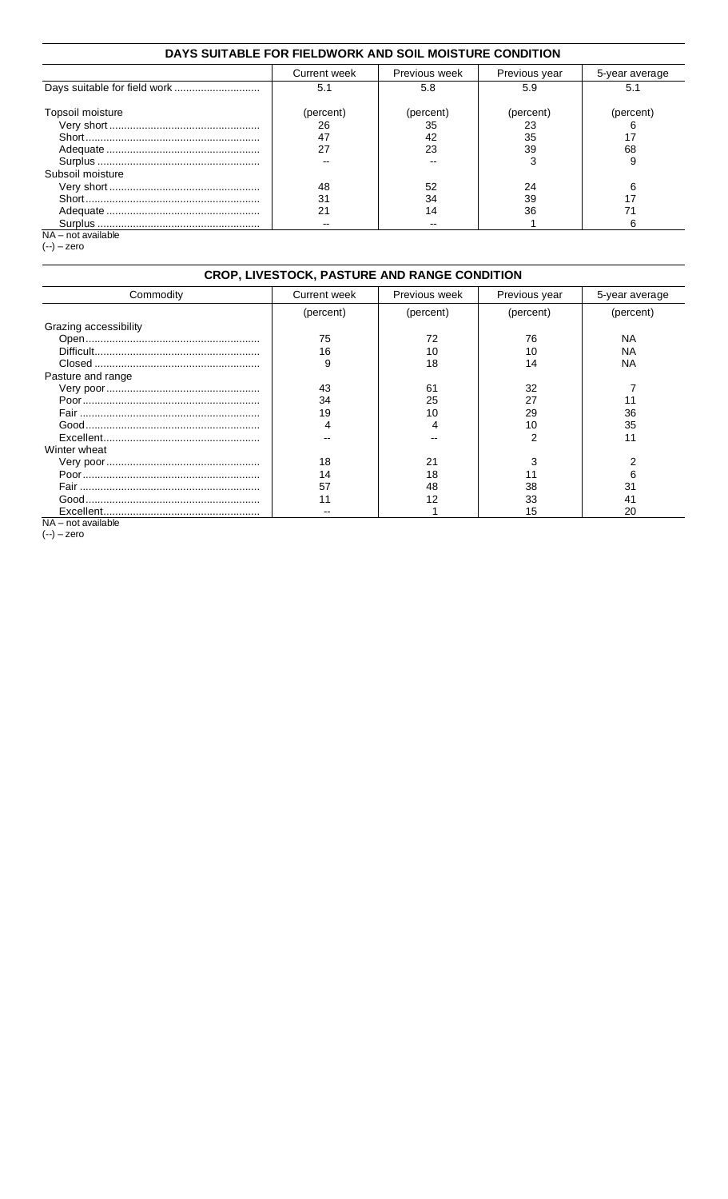## DAYS SUITABLE FOR FIELDWORK AND SOIL MOISTURE CONDITION

| | Current week | Previous week | Previous year | 5-year average |
|---|---|---|---|---|
| Days suitable for field work | 5.1 | 5.8 | 5.9 | 5.1 |
| Topsoil moisture | (percent) | (percent) | (percent) | (percent) |
| Very short | 26 | 35 | 23 | 6 |
| Short | 47 | 42 | 35 | 17 |
| Adequate | 27 | 23 | 39 | 68 |
| Surplus | -- | -- | 3 | 9 |
| Subsoil moisture | | | | |
| Very short | 48 | 52 | 24 | 6 |
| Short | 31 | 34 | 39 | 17 |
| Adequate | 21 | 14 | 36 | 71 |
| Surplus | -- | -- | 1 | 6 |

NA – not available
(--) – zero

## CROP, LIVESTOCK, PASTURE AND RANGE CONDITION

| Commodity | Current week | Previous week | Previous year | 5-year average |
|---|---|---|---|---|
| | (percent) | (percent) | (percent) | (percent) |
| Grazing accessibility | | | | |
| Open | 75 | 72 | 76 | NA |
| Difficult | 16 | 10 | 10 | NA |
| Closed | 9 | 18 | 14 | NA |
| Pasture and range | | | | |
| Very poor | 43 | 61 | 32 | 7 |
| Poor | 34 | 25 | 27 | 11 |
| Fair | 19 | 10 | 29 | 36 |
| Good | 4 | 4 | 10 | 35 |
| Excellent | -- | -- | 2 | 11 |
| Winter wheat | | | | |
| Very poor | 18 | 21 | 3 | 2 |
| Poor | 14 | 18 | 11 | 6 |
| Fair | 57 | 48 | 38 | 31 |
| Good | 11 | 12 | 33 | 41 |
| Excellent | -- | 1 | 15 | 20 |

NA – not available
(--) – zero